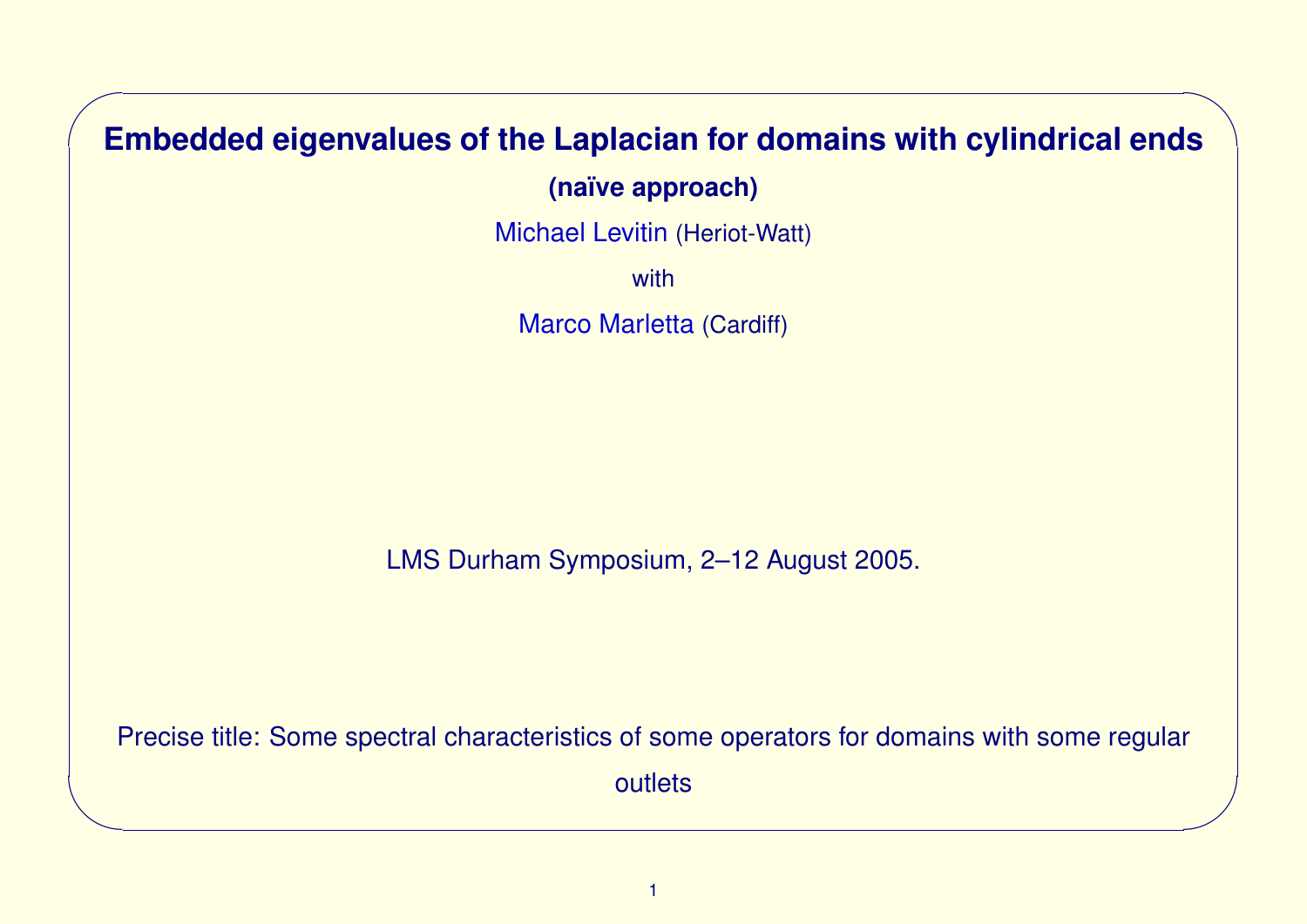# Embedded eigenvalues of the Laplacian for domains with cylindrical ends

**(naïve approach)**

Michael Levitin (Heriot-Watt)

with

Marco Marletta (Cardiff)

LMS Durham Symposium, 2–12 August 2005.

Precise title: Some spectral characteristics of some operators for domains with some regular outlets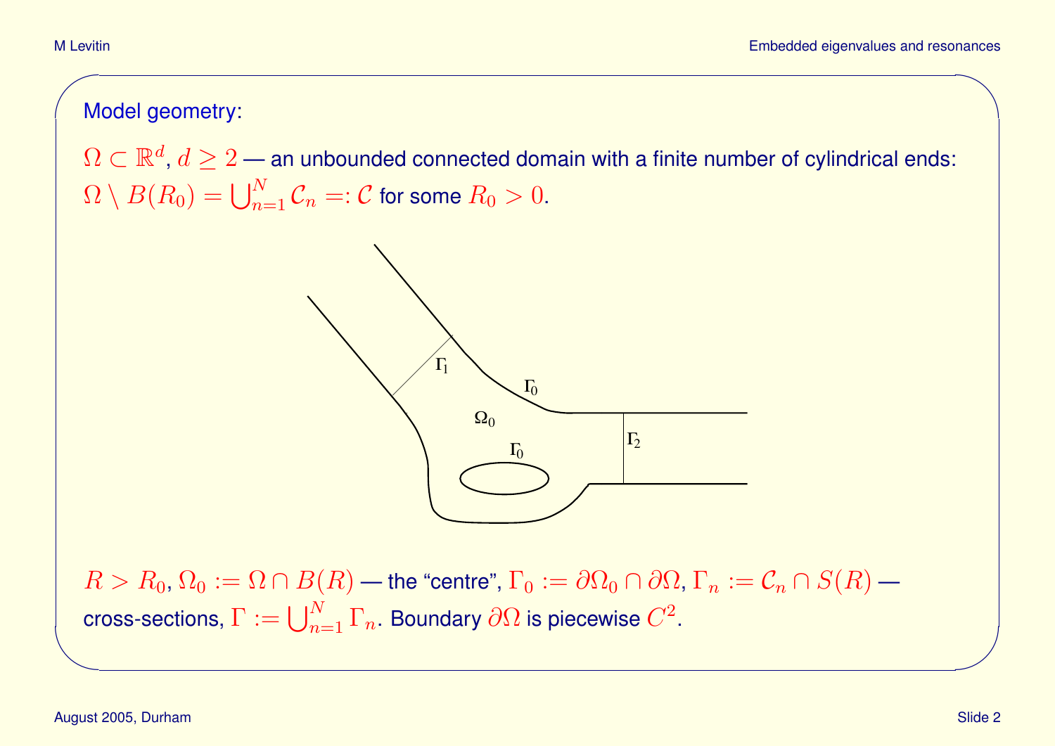Model geometry:

$\Omega \subset \mathbb{R}^d$, $d \geq 2$ — an unbounded connected domain with a finite number of cylindrical ends: $\Omega \setminus B(R_0) = \bigcup_{n=1}^{N} \mathcal{C}_n =: \mathcal{C}$ for some $R_0 > 0$.

$R > R_0$, $\Omega_0 := \Omega \cap B(R)$ — the "centre", $\Gamma_0 := \partial\Omega_0 \cap \partial\Omega$, $\Gamma_n := \mathcal{C}_n \cap S(R)$ — cross-sections, $\Gamma := \bigcup_{n=1}^{N} \Gamma_n$. Boundary $\partial\Omega$ is piecewise $C^2$.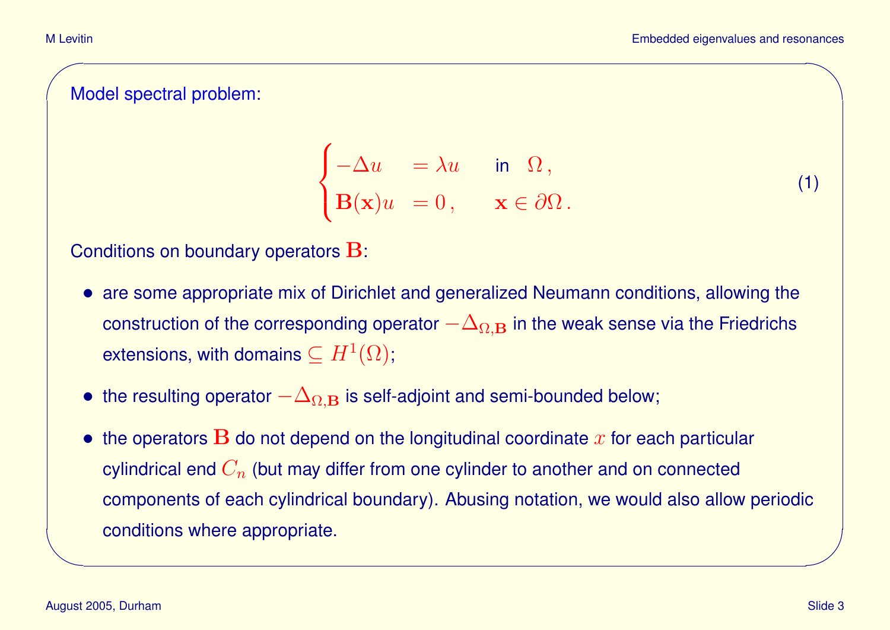Model spectral problem:

$$
\begin{cases}
-\Delta u & = \lambda u \quad \text{in} \quad \Omega\,, \\
\mathbf{B}(\mathbf{x}) u & = 0\,, \qquad \mathbf{x} \in \partial\Omega\,.
\end{cases}
\tag{1}
$$

Conditions on boundary operators $\mathbf{B}$:

- are some appropriate mix of Dirichlet and generalized Neumann conditions, allowing the construction of the corresponding operator $-\Delta_{\Omega,\mathbf{B}}$ in the weak sense via the Friedrichs extensions, with domains $\subseteq H^1(\Omega)$;
- the resulting operator $-\Delta_{\Omega,\mathbf{B}}$ is self-adjoint and semi-bounded below;
- the operators $\mathbf{B}$ do not depend on the longitudinal coordinate $x$ for each particular cylindrical end $C_n$ (but may differ from one cylinder to another and on connected components of each cylindrical boundary). Abusing notation, we would also allow periodic conditions where appropriate.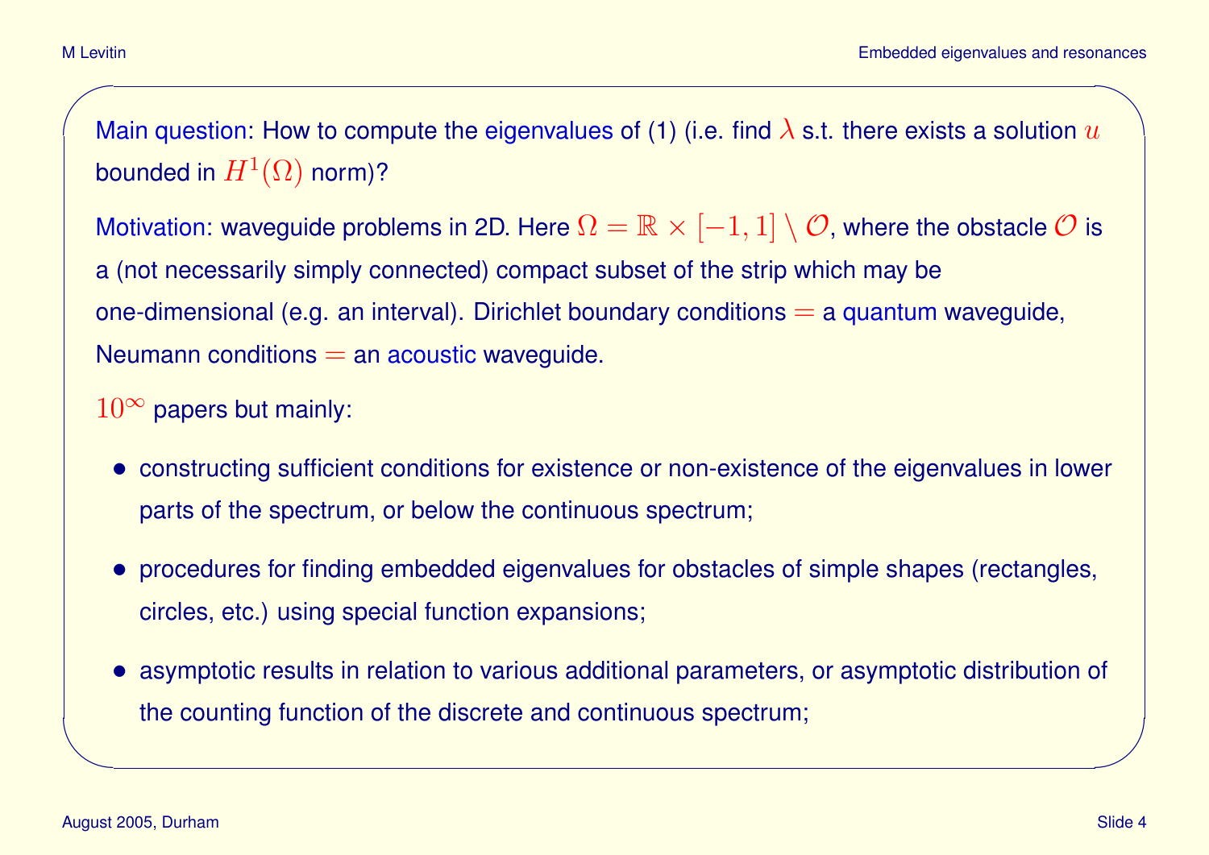Main question: How to compute the eigenvalues of (1) (i.e. find $\lambda$ s.t. there exists a solution $u$ bounded in $H^1(\Omega)$ norm)?

Motivation: waveguide problems in 2D. Here $\Omega = \mathbb{R} \times [-1, 1] \setminus \mathcal{O}$, where the obstacle $\mathcal{O}$ is a (not necessarily simply connected) compact subset of the strip which may be one-dimensional (e.g. an interval). Dirichlet boundary conditions $=$ a quantum waveguide, Neumann conditions $=$ an acoustic waveguide.

$10^\infty$ papers but mainly:

- constructing sufficient conditions for existence or non-existence of the eigenvalues in lower parts of the spectrum, or below the continuous spectrum;
- procedures for finding embedded eigenvalues for obstacles of simple shapes (rectangles, circles, etc.) using special function expansions;
- asymptotic results in relation to various additional parameters, or asymptotic distribution of the counting function of the discrete and continuous spectrum;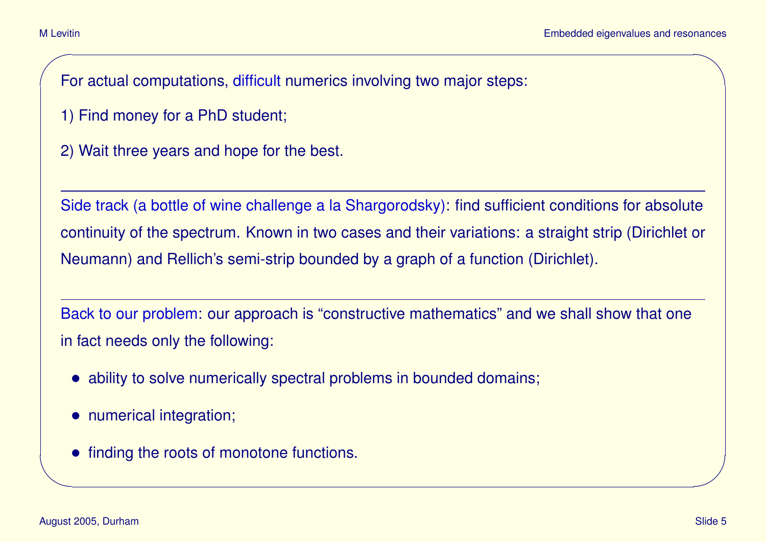For actual computations, difficult numerics involving two major steps:

1) Find money for a PhD student;

2) Wait three years and hope for the best.

---

Side track (a bottle of wine challenge a la Shargorodsky): find sufficient conditions for absolute continuity of the spectrum. Known in two cases and their variations: a straight strip (Dirichlet or Neumann) and Rellich's semi-strip bounded by a graph of a function (Dirichlet).

---

Back to our problem: our approach is "constructive mathematics" and we shall show that one in fact needs only the following:

- ability to solve numerically spectral problems in bounded domains;
- numerical integration;
- finding the roots of monotone functions.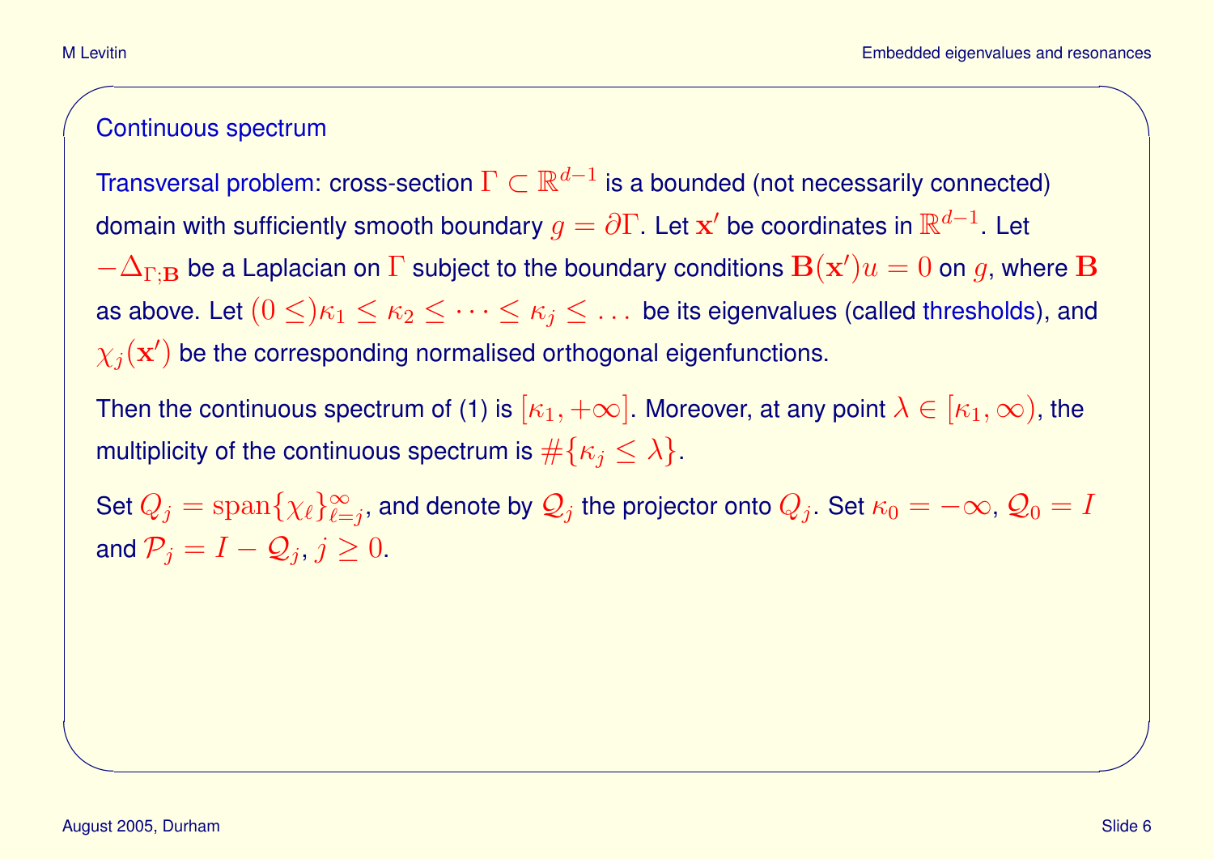## Continuous spectrum

Transversal problem: cross-section $\Gamma \subset \mathbb{R}^{d-1}$ is a bounded (not necessarily connected) domain with sufficiently smooth boundary $g = \partial\Gamma$. Let $\mathbf{x}'$ be coordinates in $\mathbb{R}^{d-1}$. Let $-\Delta_{\Gamma;\mathbf{B}}$ be a Laplacian on $\Gamma$ subject to the boundary conditions $\mathbf{B}(\mathbf{x}')u = 0$ on $g$, where $\mathbf{B}$ as above. Let $(0 \le)\kappa_1 \le \kappa_2 \le \cdots \le \kappa_j \le \ldots$ be its eigenvalues (called thresholds), and $\chi_j(\mathbf{x}')$ be the corresponding normalised orthogonal eigenfunctions.

Then the continuous spectrum of (1) is $[\kappa_1, +\infty]$. Moreover, at any point $\lambda \in [\kappa_1, \infty)$, the multiplicity of the continuous spectrum is $\#\{\kappa_j \le \lambda\}$.

Set $Q_j = \operatorname{span}\{\chi_\ell\}_{\ell=j}^{\infty}$, and denote by $\mathcal{Q}_j$ the projector onto $Q_j$. Set $\kappa_0 = -\infty$, $\mathcal{Q}_0 = I$ and $\mathcal{P}_j = I - \mathcal{Q}_j$, $j \ge 0$.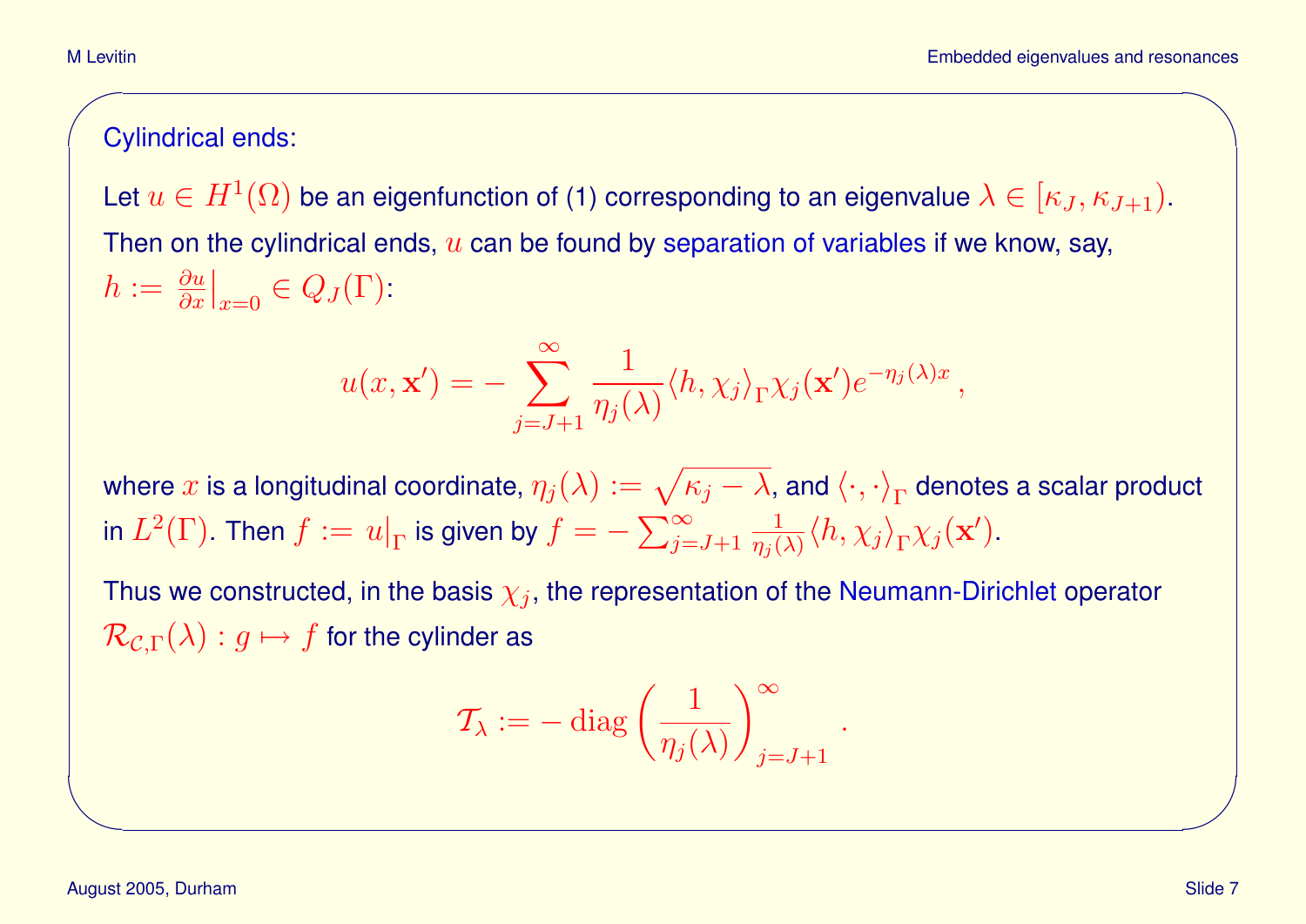Cylindrical ends:

Let $u \in H^1(\Omega)$ be an eigenfunction of (1) corresponding to an eigenvalue $\lambda \in [\kappa_J, \kappa_{J+1})$.

Then on the cylindrical ends, $u$ can be found by separation of variables if we know, say, $h := \frac{\partial u}{\partial x}\big|_{x=0} \in Q_J(\Gamma)$:

$$u(x, \mathbf{x}') = -\sum_{j=J+1}^{\infty} \frac{1}{\eta_j(\lambda)} \langle h, \chi_j \rangle_\Gamma \chi_j(\mathbf{x}') e^{-\eta_j(\lambda)x},$$

where $x$ is a longitudinal coordinate, $\eta_j(\lambda) := \sqrt{\kappa_j - \lambda}$, and $\langle \cdot, \cdot \rangle_\Gamma$ denotes a scalar product in $L^2(\Gamma)$. Then $f := u|_\Gamma$ is given by $f = -\sum_{j=J+1}^{\infty} \frac{1}{\eta_j(\lambda)} \langle h, \chi_j \rangle_\Gamma \chi_j(\mathbf{x}')$.

Thus we constructed, in the basis $\chi_j$, the representation of the Neumann-Dirichlet operator $\mathcal{R}_{\mathcal{C},\Gamma}(\lambda) : g \mapsto f$ for the cylinder as

$$\mathcal{T}_\lambda := -\operatorname{diag}\left(\frac{1}{\eta_j(\lambda)}\right)_{j=J+1}^{\infty}.$$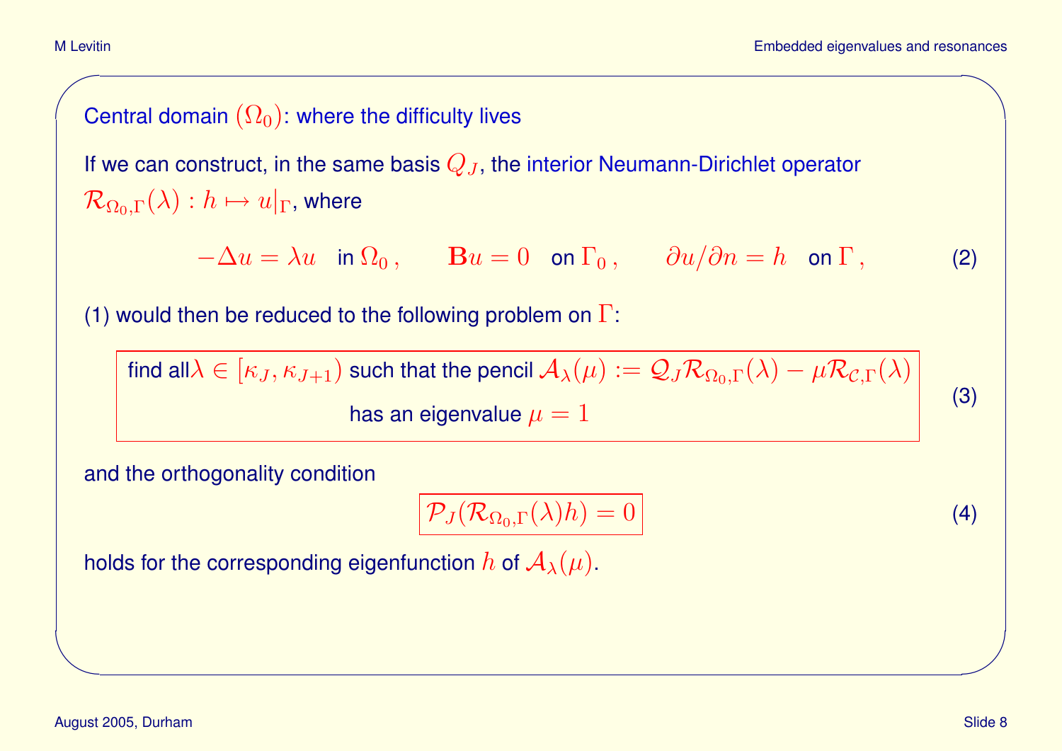## Central domain $(\Omega_0)$: where the difficulty lives

If we can construct, in the same basis $Q_J$, the interior Neumann-Dirichlet operator $\mathcal{R}_{\Omega_0,\Gamma}(\lambda) : h \mapsto u|_\Gamma$, where

$$-\Delta u = \lambda u \quad \text{in } \Omega_0\,, \qquad \mathbf{B}u = 0 \quad \text{on } \Gamma_0\,, \qquad \partial u/\partial n = h \quad \text{on } \Gamma\,, \tag{2}$$

(1) would then be reduced to the following problem on $\Gamma$:

$$\boxed{\begin{array}{c}\text{find all } \lambda \in [\kappa_J, \kappa_{J+1}) \text{ such that the pencil } \mathcal{A}_\lambda(\mu) := \mathcal{Q}_J \mathcal{R}_{\Omega_0,\Gamma}(\lambda) - \mu \mathcal{R}_{\mathcal{C},\Gamma}(\lambda) \\ \text{has an eigenvalue } \mu = 1\end{array}} \tag{3}$$

and the orthogonality condition

$$\boxed{\mathcal{P}_J(\mathcal{R}_{\Omega_0,\Gamma}(\lambda)h) = 0} \tag{4}$$

holds for the corresponding eigenfunction $h$ of $\mathcal{A}_\lambda(\mu)$.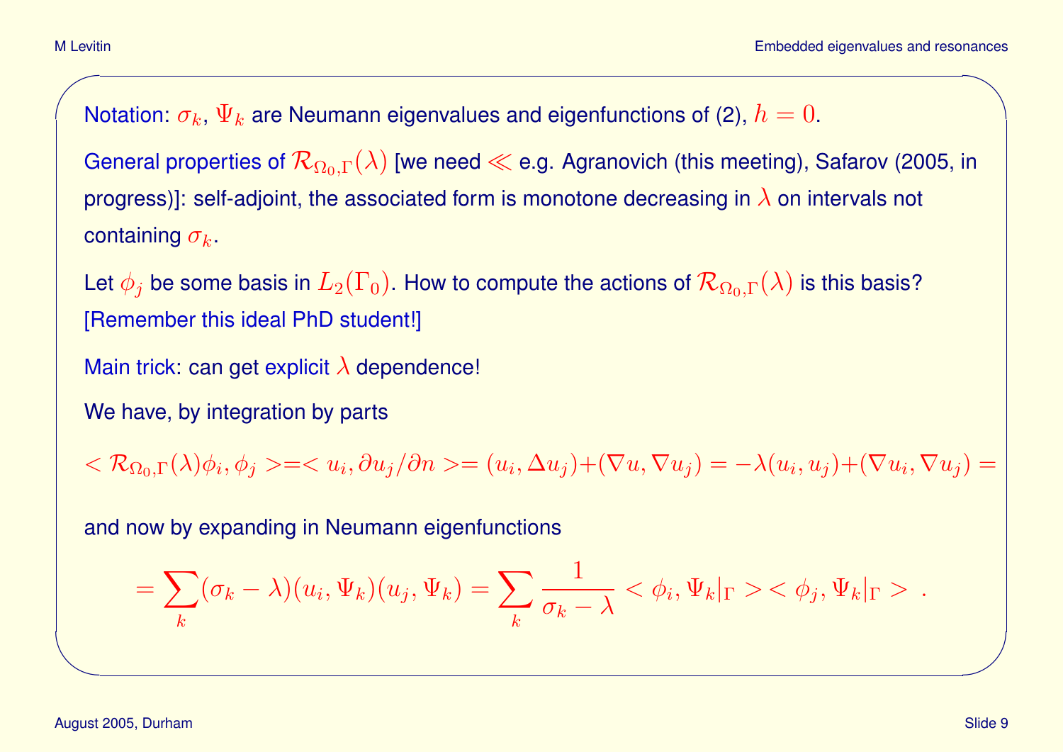Notation: $\sigma_k$, $\Psi_k$ are Neumann eigenvalues and eigenfunctions of (2), $h = 0$.

General properties of $\mathcal{R}_{\Omega_0,\Gamma}(\lambda)$ [we need $\ll$ e.g. Agranovich (this meeting), Safarov (2005, in progress)]: self-adjoint, the associated form is monotone decreasing in $\lambda$ on intervals not containing $\sigma_k$.

Let $\phi_j$ be some basis in $L_2(\Gamma_0)$. How to compute the actions of $\mathcal{R}_{\Omega_0,\Gamma}(\lambda)$ is this basis? [Remember this ideal PhD student!]

Main trick: can get explicit $\lambda$ dependence!

We have, by integration by parts

$$< \mathcal{R}_{\Omega_0,\Gamma}(\lambda)\phi_i, \phi_j > = < u_i, \partial u_j/\partial n > = (u_i, \Delta u_j) + (\nabla u, \nabla u_j) = -\lambda(u_i, u_j) + (\nabla u_i, \nabla u_j) =$$

and now by expanding in Neumann eigenfunctions

$$= \sum_k (\sigma_k - \lambda)(u_i, \Psi_k)(u_j, \Psi_k) = \sum_k \frac{1}{\sigma_k - \lambda} < \phi_i, \Psi_k|_\Gamma >< \phi_j, \Psi_k|_\Gamma > \ .$$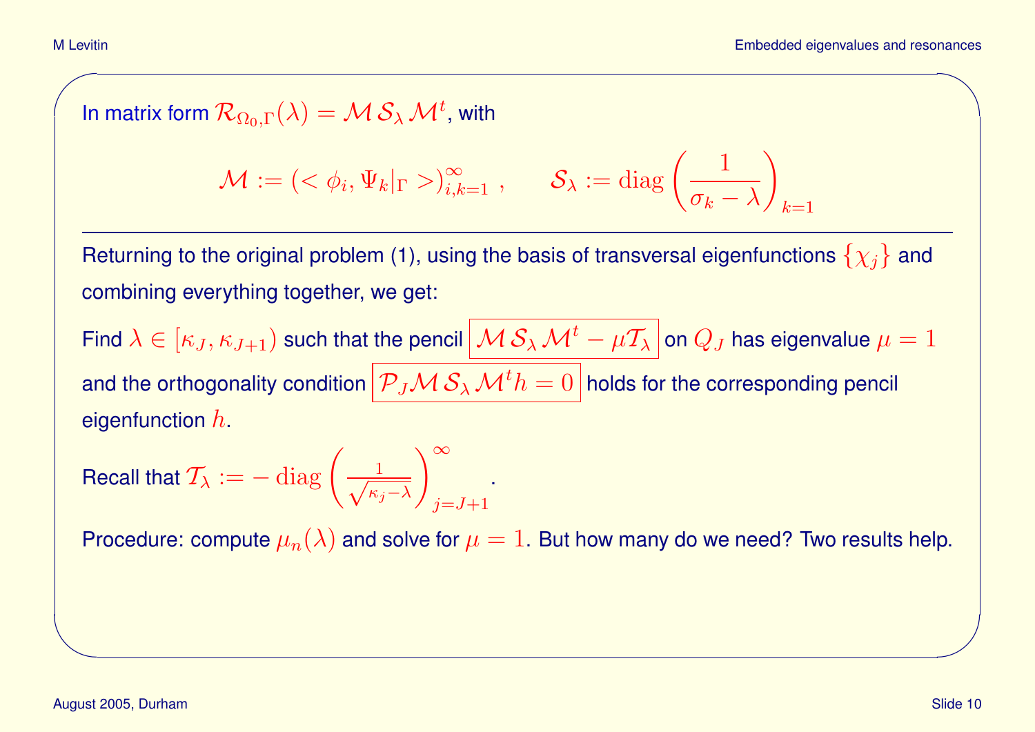In matrix form $\mathcal{R}_{\Omega_0,\Gamma}(\lambda) = \mathcal{M}\,\mathcal{S}_\lambda\,\mathcal{M}^t$, with

$$\mathcal{M} := (<\phi_i, \Psi_k|_\Gamma>)_{i,k=1}^{\infty}\ , \qquad \mathcal{S}_\lambda := \operatorname{diag}\left(\frac{1}{\sigma_k - \lambda}\right)_{k=1}$$

---

Returning to the original problem (1), using the basis of transversal eigenfunctions $\{\chi_j\}$ and combining everything together, we get:

Find $\lambda \in [\kappa_J, \kappa_{J+1})$ such that the pencil $\boxed{\mathcal{M}\,\mathcal{S}_\lambda\,\mathcal{M}^t - \mu\mathcal{T}_\lambda}$ on $Q_J$ has eigenvalue $\mu = 1$ and the orthogonality condition $\boxed{\mathcal{P}_J\mathcal{M}\,\mathcal{S}_\lambda\,\mathcal{M}^t h = 0}$ holds for the corresponding pencil eigenfunction $h$.

Recall that $\mathcal{T}_\lambda := -\operatorname{diag}\left(\frac{1}{\sqrt{\kappa_j - \lambda}}\right)_{j=J+1}^{\infty}$.

Procedure: compute $\mu_n(\lambda)$ and solve for $\mu = 1$. But how many do we need? Two results help.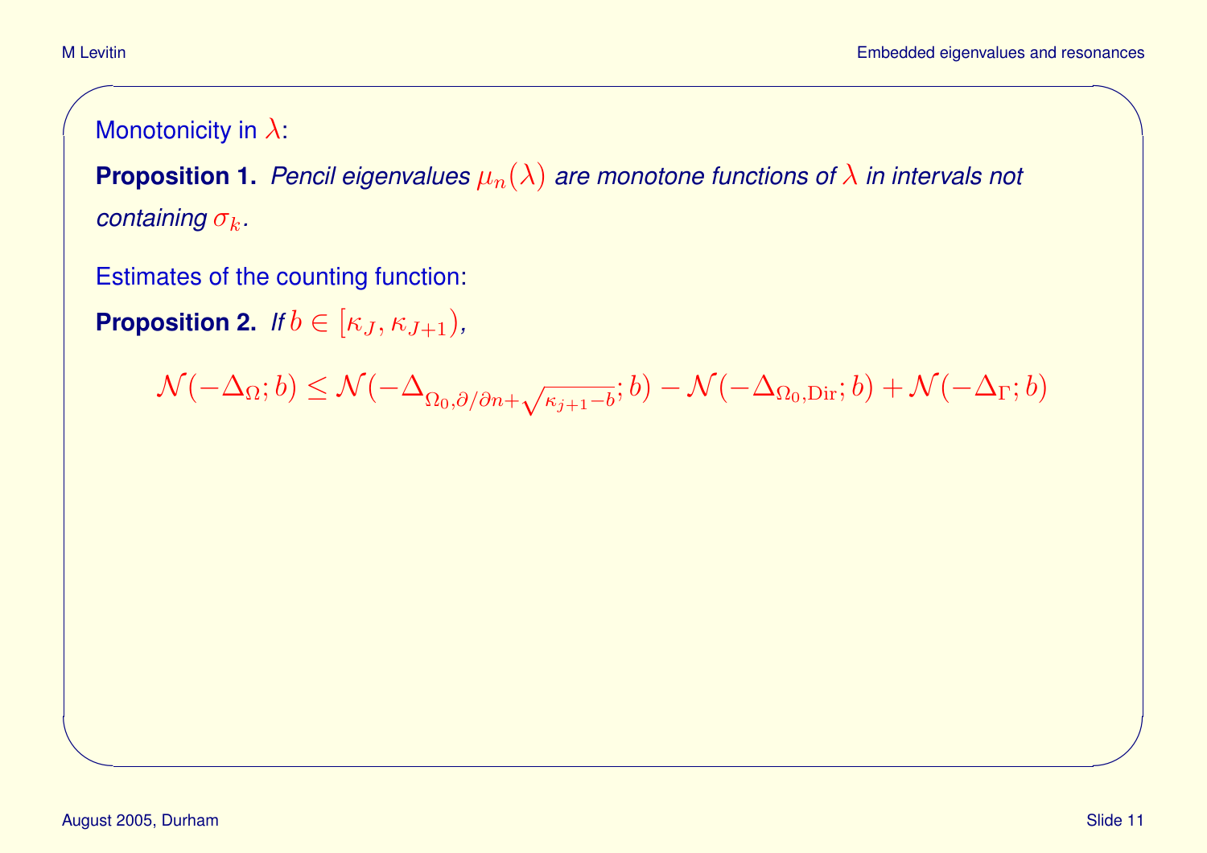Monotonicity in $\lambda$:

**Proposition 1.** *Pencil eigenvalues $\mu_n(\lambda)$ are monotone functions of $\lambda$ in intervals not containing $\sigma_k$.*

Estimates of the counting function:

**Proposition 2.** *If $b \in [\kappa_J, \kappa_{J+1})$,*

$$\mathcal{N}(-\Delta_\Omega; b) \le \mathcal{N}(-\Delta_{\Omega_0, \partial/\partial n + \sqrt{\kappa_{j+1} - b}}; b) - \mathcal{N}(-\Delta_{\Omega_0, \mathrm{Dir}}; b) + \mathcal{N}(-\Delta_\Gamma; b)$$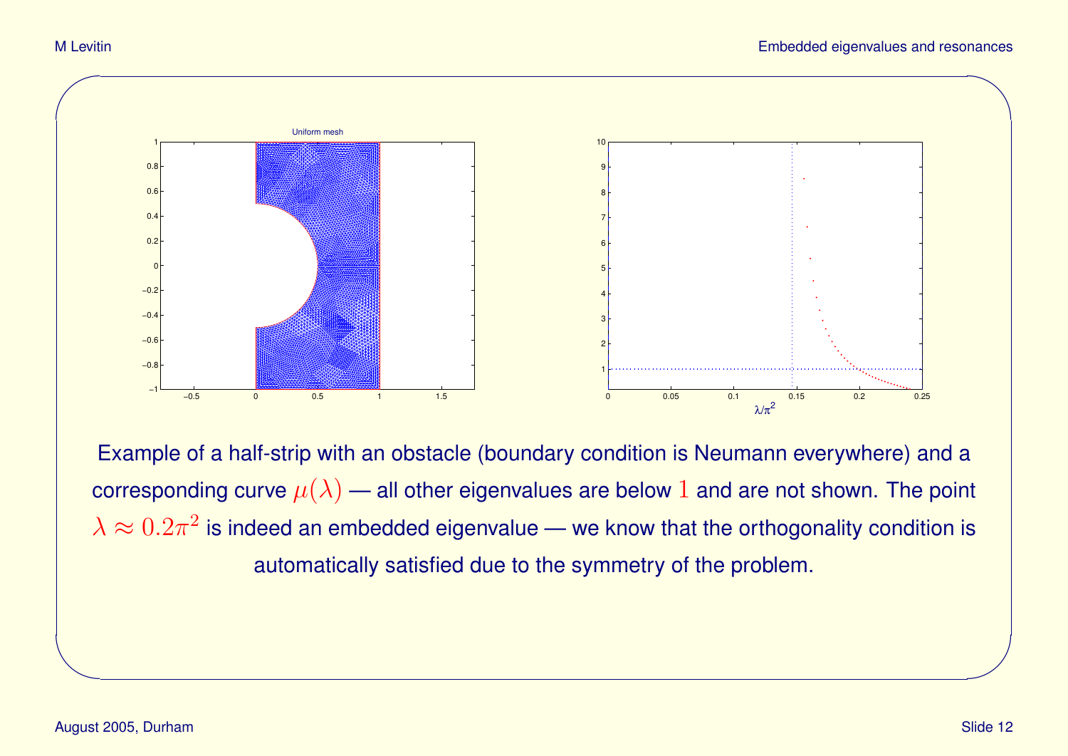Example of a half-strip with an obstacle (boundary condition is Neumann everywhere) and a corresponding curve $\mu(\lambda)$ — all other eigenvalues are below $1$ and are not shown. The point $\lambda \approx 0.2\pi^2$ is indeed an embedded eigenvalue — we know that the orthogonality condition is automatically satisfied due to the symmetry of the problem.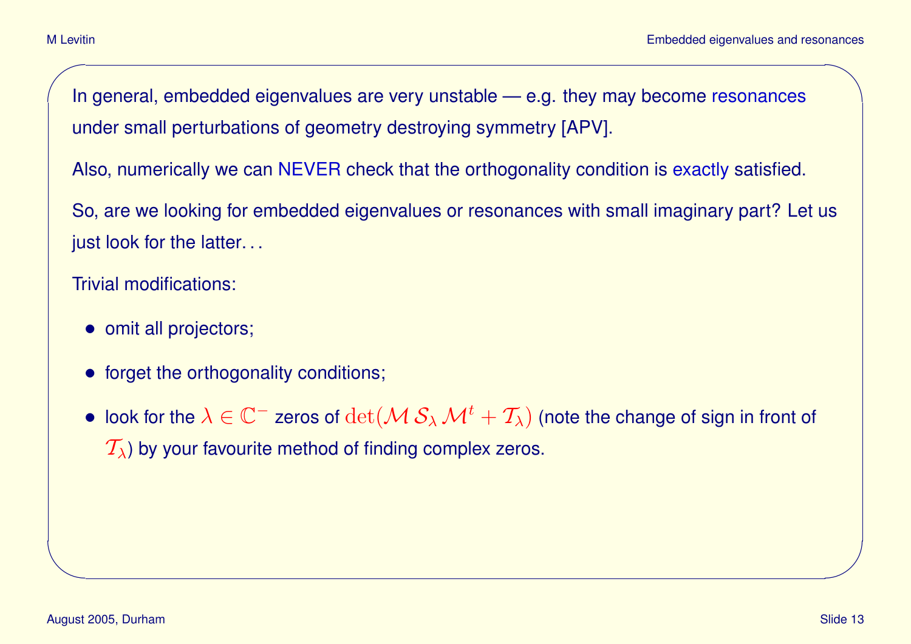In general, embedded eigenvalues are very unstable — e.g. they may become resonances under small perturbations of geometry destroying symmetry [APV].

Also, numerically we can NEVER check that the orthogonality condition is exactly satisfied.

So, are we looking for embedded eigenvalues or resonances with small imaginary part? Let us just look for the latter. . .

Trivial modifications:

- omit all projectors;
- forget the orthogonality conditions;
- look for the $\lambda \in \mathbb{C}^-$ zeros of $\det(\mathcal{M}\, \mathcal{S}_\lambda\, \mathcal{M}^t + \mathcal{T}_\lambda)$ (note the change of sign in front of $\mathcal{T}_\lambda$) by your favourite method of finding complex zeros.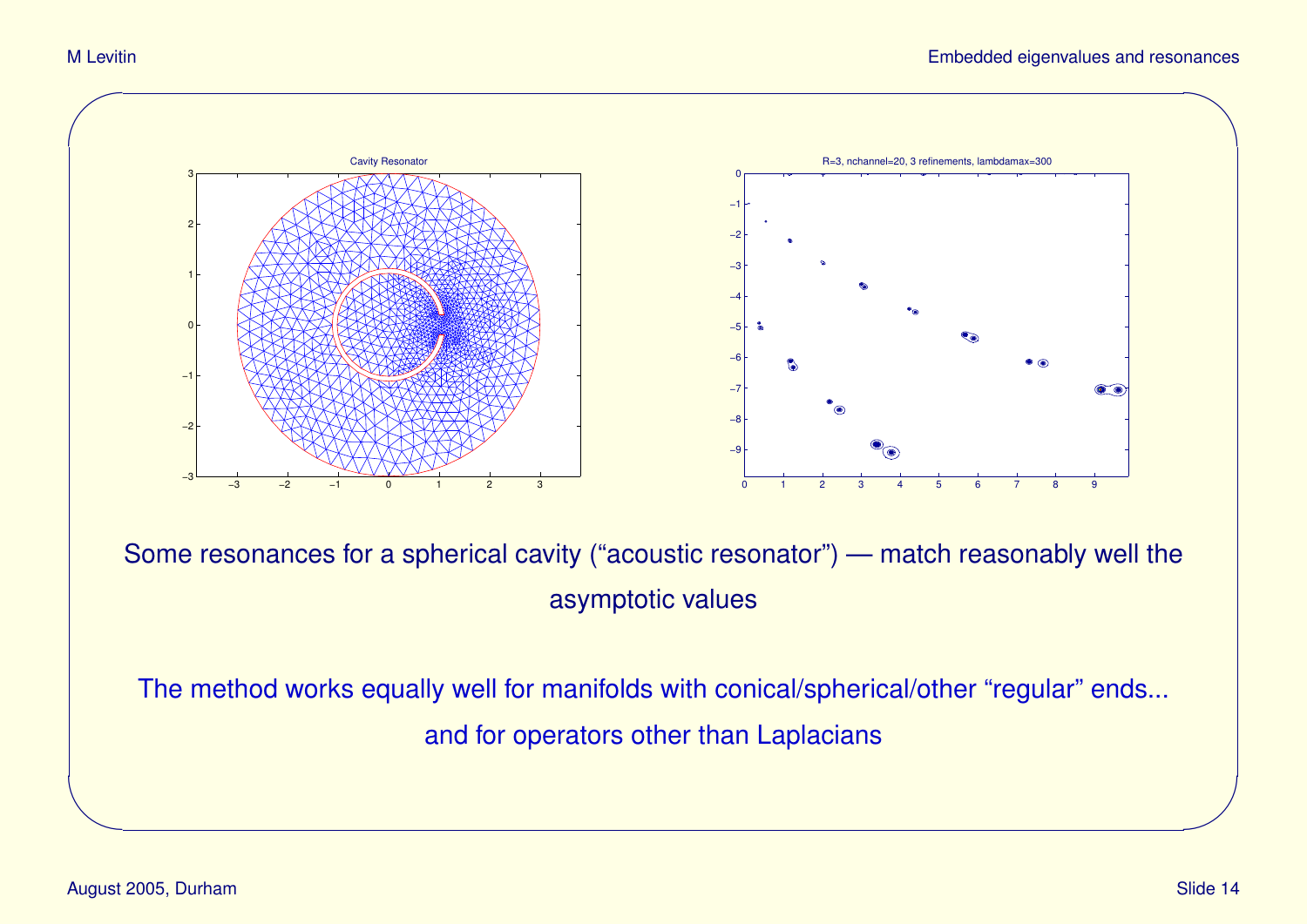Some resonances for a spherical cavity (“acoustic resonator”) — match reasonably well the asymptotic values

The method works equally well for manifolds with conical/spherical/other “regular” ends...

and for operators other than Laplacians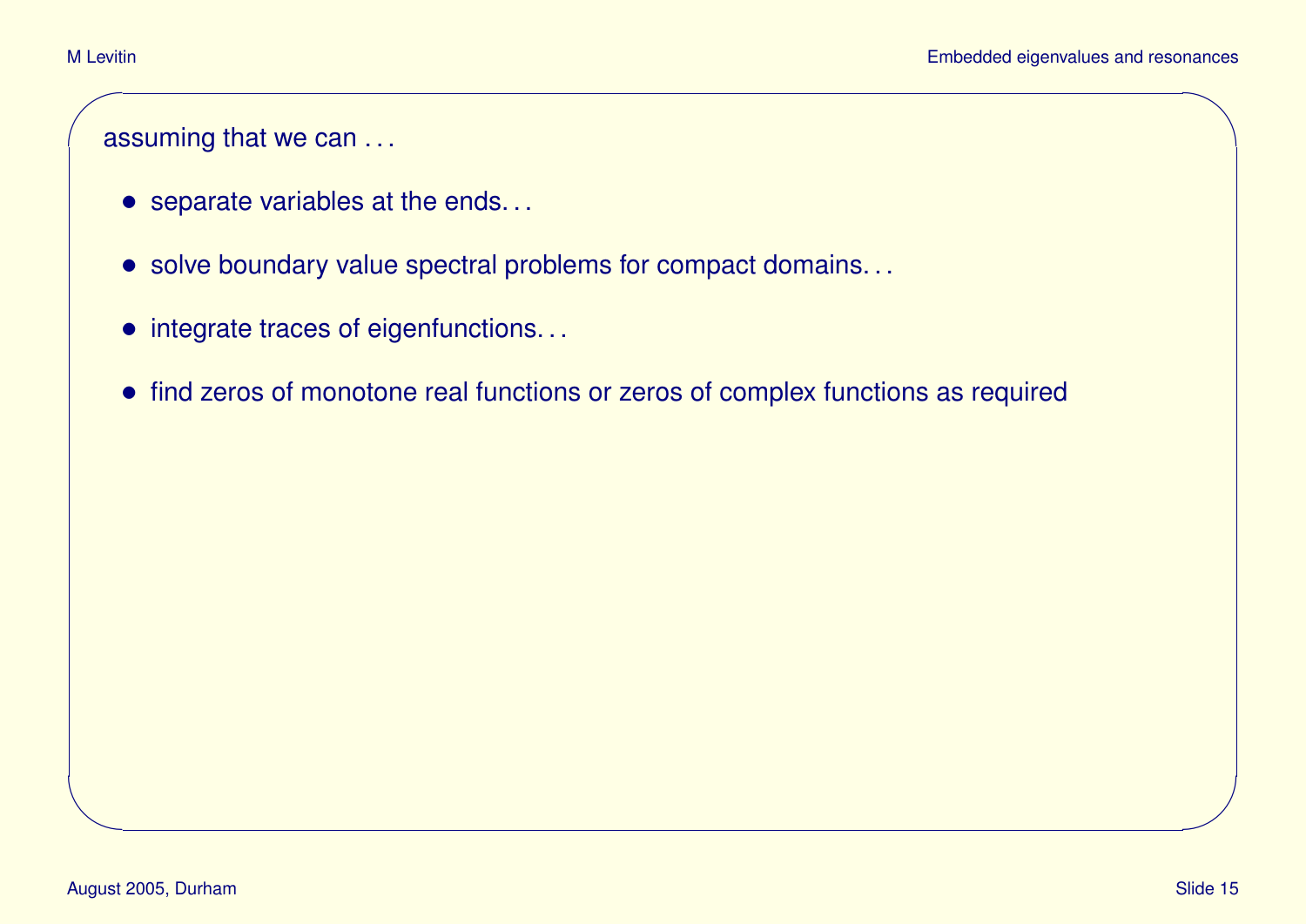assuming that we can . . .

- separate variables at the ends. . .
- solve boundary value spectral problems for compact domains. . .
- integrate traces of eigenfunctions. . .
- find zeros of monotone real functions or zeros of complex functions as required